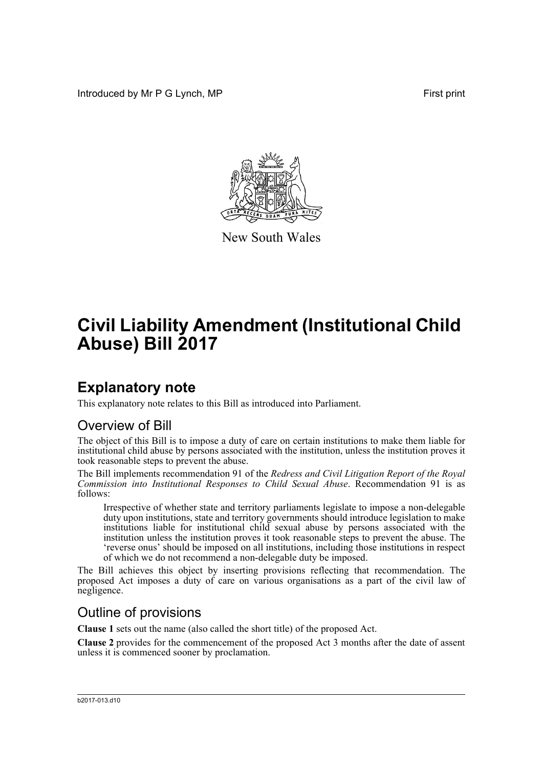Introduced by Mr P G Lynch, MP

First print

New South Wales

# Civil Liability Amendment (Institutional Child Abuse) Bill 2017

## Explanatory note

This explanatory note relates to this Bill as introduced into Parliament.

### Overview of Bill

The object of this Bill is to impose a duty of care on certain institutions to make them liable for institutional child abuse by persons associated with the institution, unless the institution proves it took reasonable steps to prevent the abuse.

The Bill implements recommendation 91 of the *Redress and Civil Litigation Report of the Royal Commission into Institutional Responses to Child Sexual Abuse*. Recommendation 91 is as follows:

> Irrespective of whether state and territory parliaments legislate to impose a non-delegable duty upon institutions, state and territory governments should introduce legislation to make institutions liable for institutional child sexual abuse by persons associated with the institution unless the institution proves it took reasonable steps to prevent the abuse. The 'reverse onus' should be imposed on all institutions, including those institutions in respect of which we do not recommend a non-delegable duty be imposed.

The Bill achieves this object by inserting provisions reflecting that recommendation. The proposed Act imposes a duty of care on various organisations as a part of the civil law of negligence.

### Outline of provisions

**Clause 1** sets out the name (also called the short title) of the proposed Act.

**Clause 2** provides for the commencement of the proposed Act 3 months after the date of assent unless it is commenced sooner by proclamation.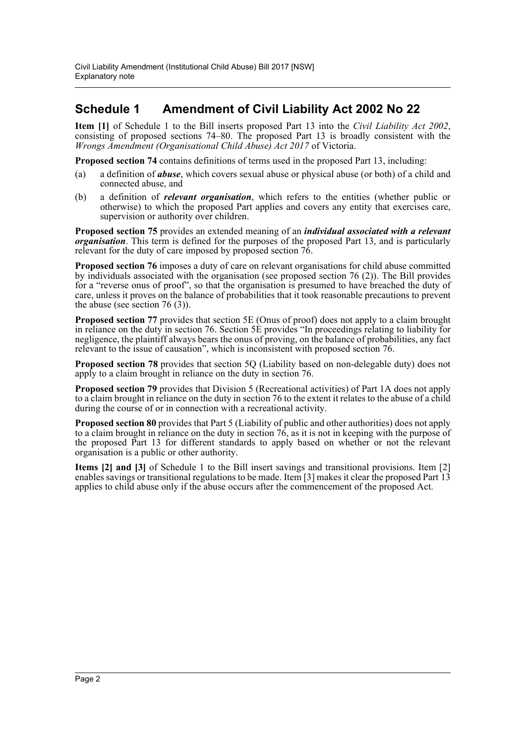## Schedule 1 Amendment of Civil Liability Act 2002 No 22

**Item [1]** of Schedule 1 to the Bill inserts proposed Part 13 into the *Civil Liability Act 2002*, consisting of proposed sections 74–80. The proposed Part 13 is broadly consistent with the *Wrongs Amendment (Organisational Child Abuse) Act 2017* of Victoria.

**Proposed section 74** contains definitions of terms used in the proposed Part 13, including:

(a) a definition of ***abuse***, which covers sexual abuse or physical abuse (or both) of a child and connected abuse, and

(b) a definition of ***relevant organisation***, which refers to the entities (whether public or otherwise) to which the proposed Part applies and covers any entity that exercises care, supervision or authority over children.

**Proposed section 75** provides an extended meaning of an ***individual associated with a relevant organisation***. This term is defined for the purposes of the proposed Part 13, and is particularly relevant for the duty of care imposed by proposed section 76.

**Proposed section 76** imposes a duty of care on relevant organisations for child abuse committed by individuals associated with the organisation (see proposed section 76 (2)). The Bill provides for a "reverse onus of proof", so that the organisation is presumed to have breached the duty of care, unless it proves on the balance of probabilities that it took reasonable precautions to prevent the abuse (see section 76 (3)).

**Proposed section 77** provides that section 5E (Onus of proof) does not apply to a claim brought in reliance on the duty in section 76. Section 5E provides "In proceedings relating to liability for negligence, the plaintiff always bears the onus of proving, on the balance of probabilities, any fact relevant to the issue of causation", which is inconsistent with proposed section 76.

**Proposed section 78** provides that section 5Q (Liability based on non-delegable duty) does not apply to a claim brought in reliance on the duty in section 76.

**Proposed section 79** provides that Division 5 (Recreational activities) of Part 1A does not apply to a claim brought in reliance on the duty in section 76 to the extent it relates to the abuse of a child during the course of or in connection with a recreational activity.

**Proposed section 80** provides that Part 5 (Liability of public and other authorities) does not apply to a claim brought in reliance on the duty in section 76, as it is not in keeping with the purpose of the proposed Part 13 for different standards to apply based on whether or not the relevant organisation is a public or other authority.

**Items [2] and [3]** of Schedule 1 to the Bill insert savings and transitional provisions. Item [2] enables savings or transitional regulations to be made. Item [3] makes it clear the proposed Part 13 applies to child abuse only if the abuse occurs after the commencement of the proposed Act.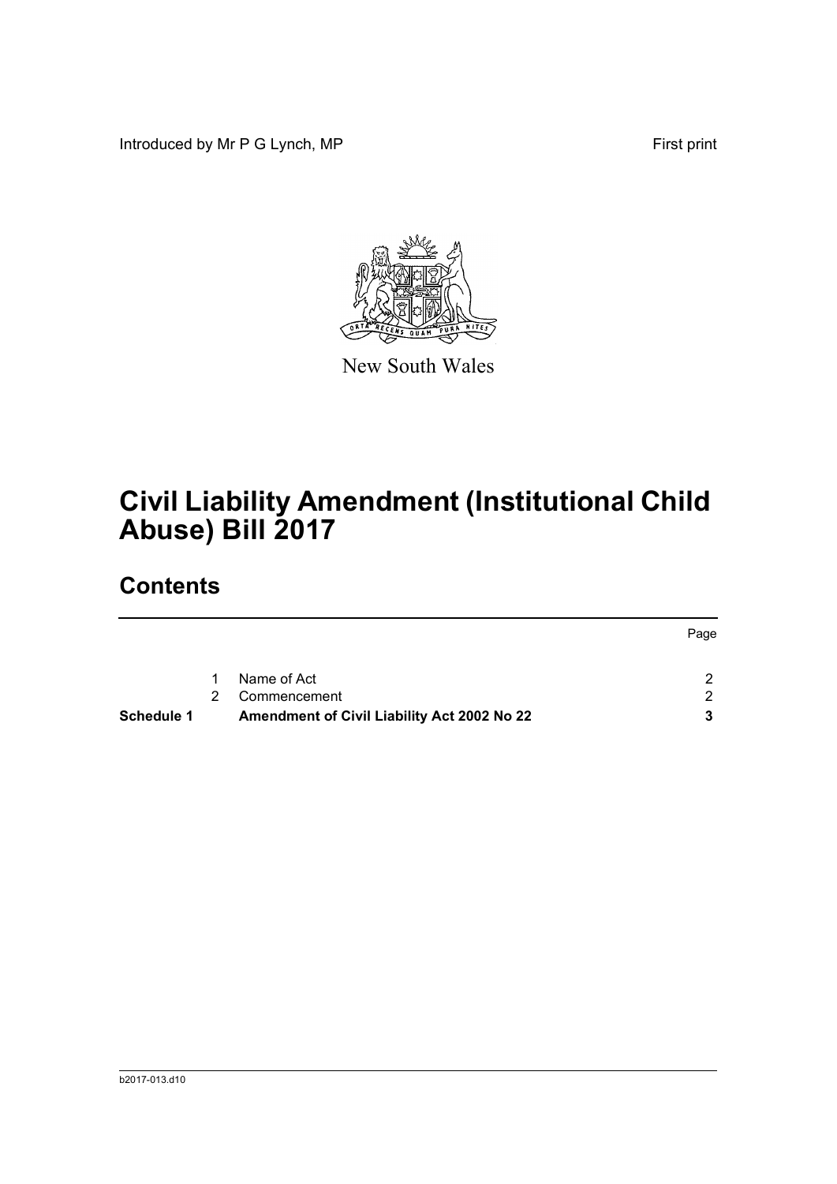Introduced by Mr P G Lynch, MP

First print

New South Wales

# Civil Liability Amendment (Institutional Child Abuse) Bill 2017

## Contents

| | | | Page |
|---|---|---|---|
| | 1 | Name of Act | 2 |
| | 2 | Commencement | 2 |
| **Schedule 1** | | **Amendment of Civil Liability Act 2002 No 22** | **3** |

b2017-013.d10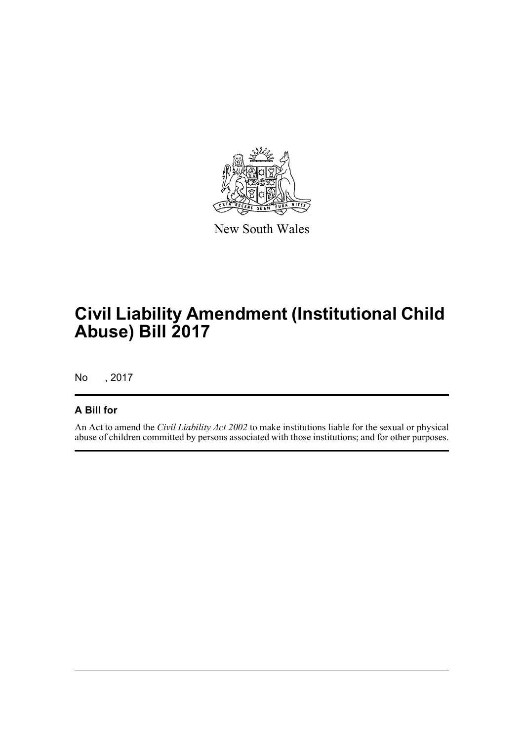New South Wales

# Civil Liability Amendment (Institutional Child Abuse) Bill 2017

No , 2017

## A Bill for

An Act to amend the *Civil Liability Act 2002* to make institutions liable for the sexual or physical abuse of children committed by persons associated with those institutions; and for other purposes.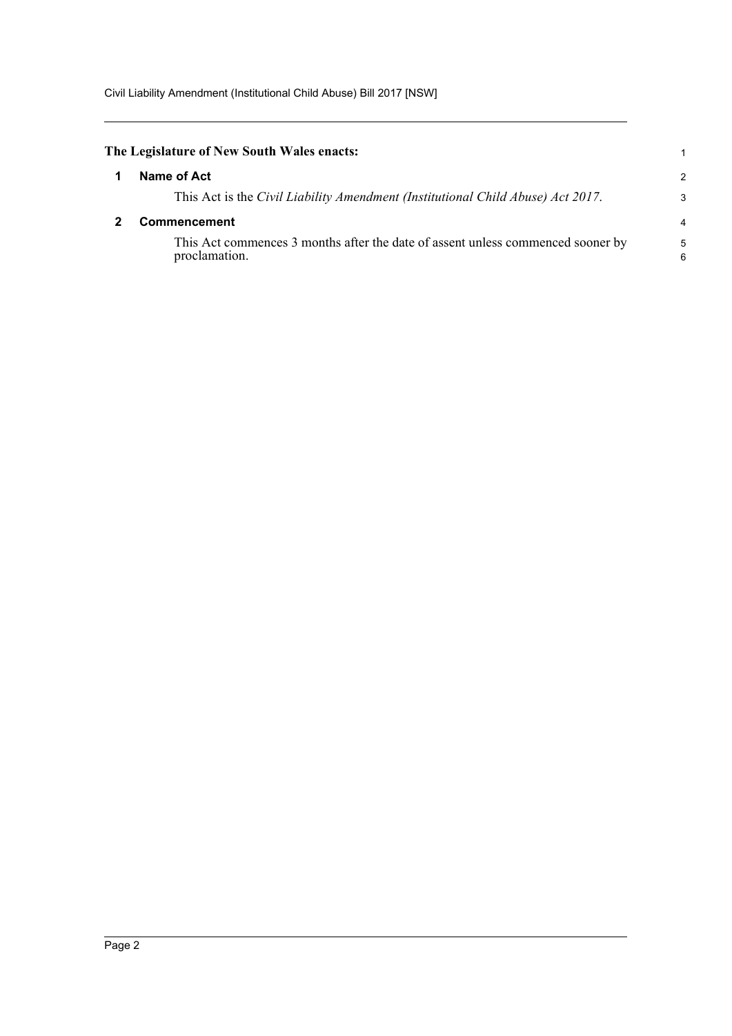**The Legislature of New South Wales enacts:**

## 1 Name of Act

This Act is the *Civil Liability Amendment (Institutional Child Abuse) Act 2017*.

## 2 Commencement

This Act commences 3 months after the date of assent unless commenced sooner by proclamation.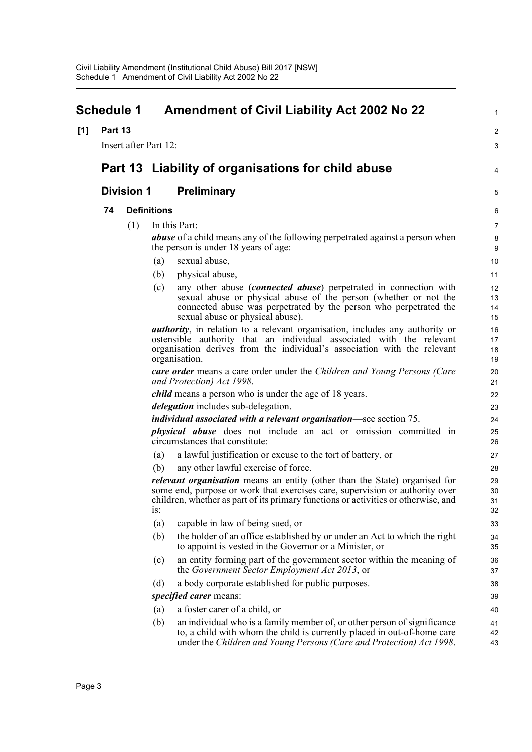# Schedule 1 Amendment of Civil Liability Act 2002 No 22

**[1] Part 13**

Insert after Part 12:

## Part 13 Liability of organisations for child abuse

### Division 1 Preliminary

#### 74 Definitions

(1) In this Part:

***abuse*** of a child means any of the following perpetrated against a person when the person is under 18 years of age:

- (a) sexual abuse,
- (b) physical abuse,
- (c) any other abuse (***connected abuse***) perpetrated in connection with sexual abuse or physical abuse of the person (whether or not the connected abuse was perpetrated by the person who perpetrated the sexual abuse or physical abuse).

***authority***, in relation to a relevant organisation, includes any authority or ostensible authority that an individual associated with the relevant organisation derives from the individual's association with the relevant organisation.

***care order*** means a care order under the *Children and Young Persons (Care and Protection) Act 1998*.

***child*** means a person who is under the age of 18 years.

***delegation*** includes sub-delegation.

***individual associated with a relevant organisation***—see section 75.

***physical abuse*** does not include an act or omission committed in circumstances that constitute:

- (a) a lawful justification or excuse to the tort of battery, or
- (b) any other lawful exercise of force.

***relevant organisation*** means an entity (other than the State) organised for some end, purpose or work that exercises care, supervision or authority over children, whether as part of its primary functions or activities or otherwise, and is:

- (a) capable in law of being sued, or
- (b) the holder of an office established by or under an Act to which the right to appoint is vested in the Governor or a Minister, or
- (c) an entity forming part of the government sector within the meaning of the *Government Sector Employment Act 2013*, or
- (d) a body corporate established for public purposes.

***specified carer*** means:

- (a) a foster carer of a child, or
- (b) an individual who is a family member of, or other person of significance to, a child with whom the child is currently placed in out-of-home care under the *Children and Young Persons (Care and Protection) Act 1998*.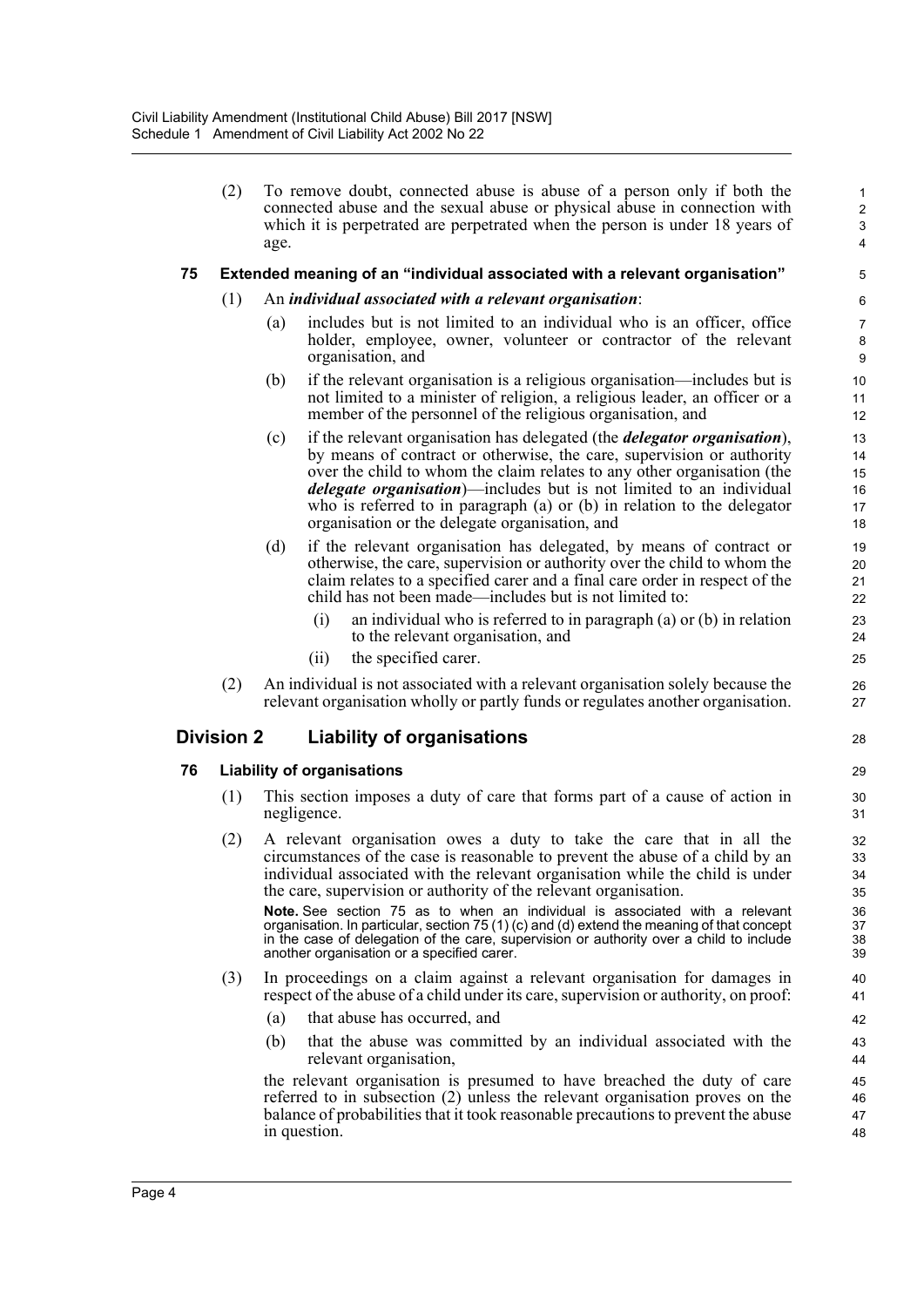(2) To remove doubt, connected abuse is abuse of a person only if both the connected abuse and the sexual abuse or physical abuse in connection with which it is perpetrated are perpetrated when the person is under 18 years of age.

### 75 Extended meaning of an "individual associated with a relevant organisation"

(1) An ***individual associated with a relevant organisation***:

- (a) includes but is not limited to an individual who is an officer, office holder, employee, owner, volunteer or contractor of the relevant organisation, and
- (b) if the relevant organisation is a religious organisation—includes but is not limited to a minister of religion, a religious leader, an officer or a member of the personnel of the religious organisation, and
- (c) if the relevant organisation has delegated (the ***delegator organisation***), by means of contract or otherwise, the care, supervision or authority over the child to whom the claim relates to any other organisation (the ***delegate organisation***)—includes but is not limited to an individual who is referred to in paragraph (a) or (b) in relation to the delegator organisation or the delegate organisation, and
- (d) if the relevant organisation has delegated, by means of contract or otherwise, the care, supervision or authority over the child to whom the claim relates to a specified carer and a final care order in respect of the child has not been made—includes but is not limited to:
  - (i) an individual who is referred to in paragraph (a) or (b) in relation to the relevant organisation, and
  - (ii) the specified carer.

(2) An individual is not associated with a relevant organisation solely because the relevant organisation wholly or partly funds or regulates another organisation.

## Division 2 Liability of organisations

### 76 Liability of organisations

(1) This section imposes a duty of care that forms part of a cause of action in negligence.

(2) A relevant organisation owes a duty to take the care that in all the circumstances of the case is reasonable to prevent the abuse of a child by an individual associated with the relevant organisation while the child is under the care, supervision or authority of the relevant organisation.

**Note.** See section 75 as to when an individual is associated with a relevant organisation. In particular, section 75 (1) (c) and (d) extend the meaning of that concept in the case of delegation of the care, supervision or authority over a child to include another organisation or a specified carer.

(3) In proceedings on a claim against a relevant organisation for damages in respect of the abuse of a child under its care, supervision or authority, on proof:

- (a) that abuse has occurred, and
- (b) that the abuse was committed by an individual associated with the relevant organisation,

the relevant organisation is presumed to have breached the duty of care referred to in subsection (2) unless the relevant organisation proves on the balance of probabilities that it took reasonable precautions to prevent the abuse in question.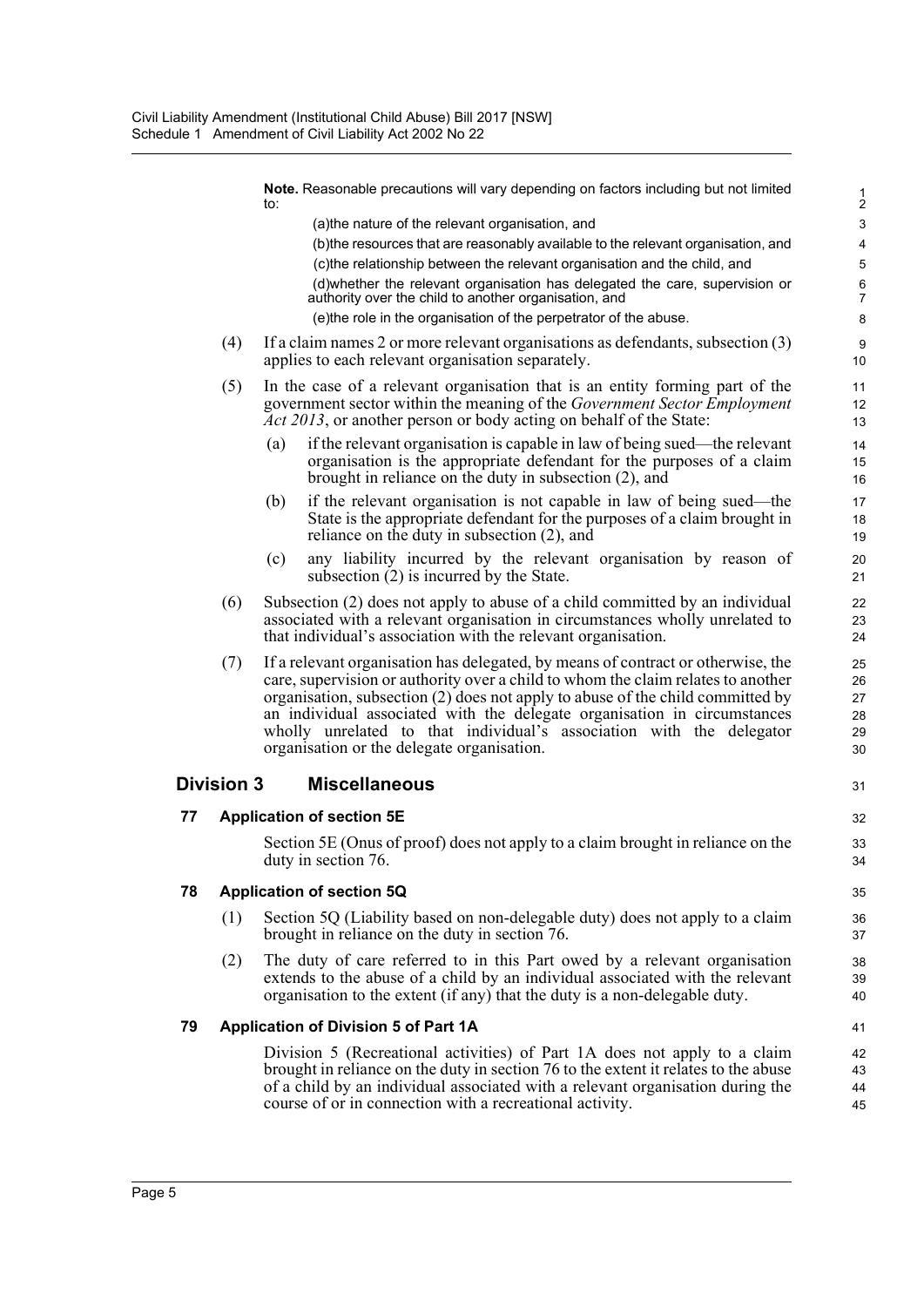**Note.** Reasonable precautions will vary depending on factors including but not limited to:

(a) the nature of the relevant organisation, and

(b) the resources that are reasonably available to the relevant organisation, and

(c) the relationship between the relevant organisation and the child, and

(d) whether the relevant organisation has delegated the care, supervision or authority over the child to another organisation, and

(e) the role in the organisation of the perpetrator of the abuse.

(4) If a claim names 2 or more relevant organisations as defendants, subsection (3) applies to each relevant organisation separately.

(5) In the case of a relevant organisation that is an entity forming part of the government sector within the meaning of the *Government Sector Employment Act 2013*, or another person or body acting on behalf of the State:

(a) if the relevant organisation is capable in law of being sued—the relevant organisation is the appropriate defendant for the purposes of a claim brought in reliance on the duty in subsection (2), and

(b) if the relevant organisation is not capable in law of being sued—the State is the appropriate defendant for the purposes of a claim brought in reliance on the duty in subsection (2), and

(c) any liability incurred by the relevant organisation by reason of subsection (2) is incurred by the State.

(6) Subsection (2) does not apply to abuse of a child committed by an individual associated with a relevant organisation in circumstances wholly unrelated to that individual's association with the relevant organisation.

(7) If a relevant organisation has delegated, by means of contract or otherwise, the care, supervision or authority over a child to whom the claim relates to another organisation, subsection (2) does not apply to abuse of the child committed by an individual associated with the delegate organisation in circumstances wholly unrelated to that individual's association with the delegator organisation or the delegate organisation.

## Division 3 Miscellaneous

### 77 Application of section 5E

Section 5E (Onus of proof) does not apply to a claim brought in reliance on the duty in section 76.

### 78 Application of section 5Q

(1) Section 5Q (Liability based on non-delegable duty) does not apply to a claim brought in reliance on the duty in section 76.

(2) The duty of care referred to in this Part owed by a relevant organisation extends to the abuse of a child by an individual associated with the relevant organisation to the extent (if any) that the duty is a non-delegable duty.

### 79 Application of Division 5 of Part 1A

Division 5 (Recreational activities) of Part 1A does not apply to a claim brought in reliance on the duty in section 76 to the extent it relates to the abuse of a child by an individual associated with a relevant organisation during the course of or in connection with a recreational activity.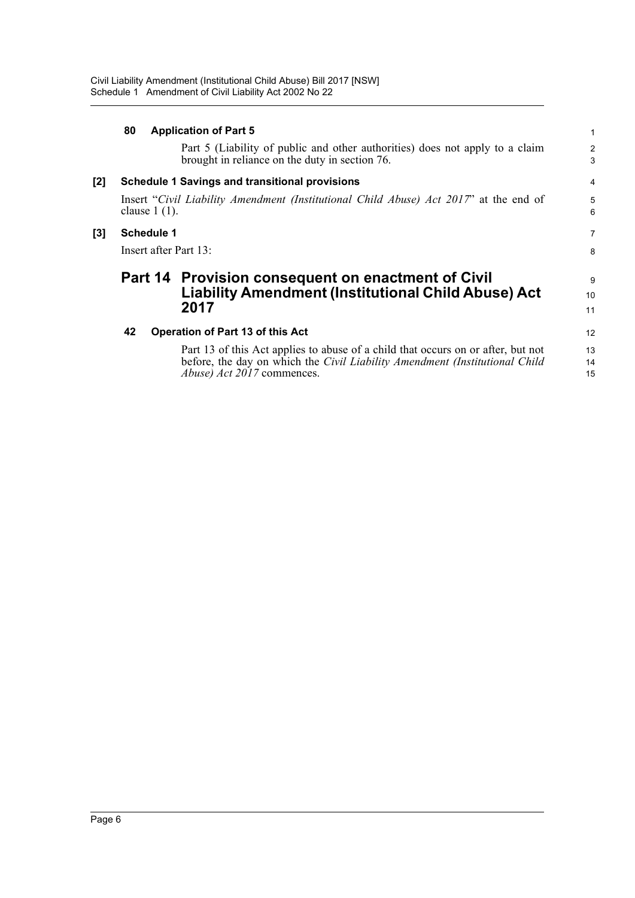#### 80 Application of Part 5

Part 5 (Liability of public and other authorities) does not apply to a claim brought in reliance on the duty in section 76.

### [2] Schedule 1 Savings and transitional provisions

Insert "*Civil Liability Amendment (Institutional Child Abuse) Act 2017*" at the end of clause 1 (1).

### [3] Schedule 1

Insert after Part 13:

## Part 14 Provision consequent on enactment of Civil Liability Amendment (Institutional Child Abuse) Act 2017

#### 42 Operation of Part 13 of this Act

Part 13 of this Act applies to abuse of a child that occurs on or after, but not before, the day on which the *Civil Liability Amendment (Institutional Child Abuse) Act 2017* commences.